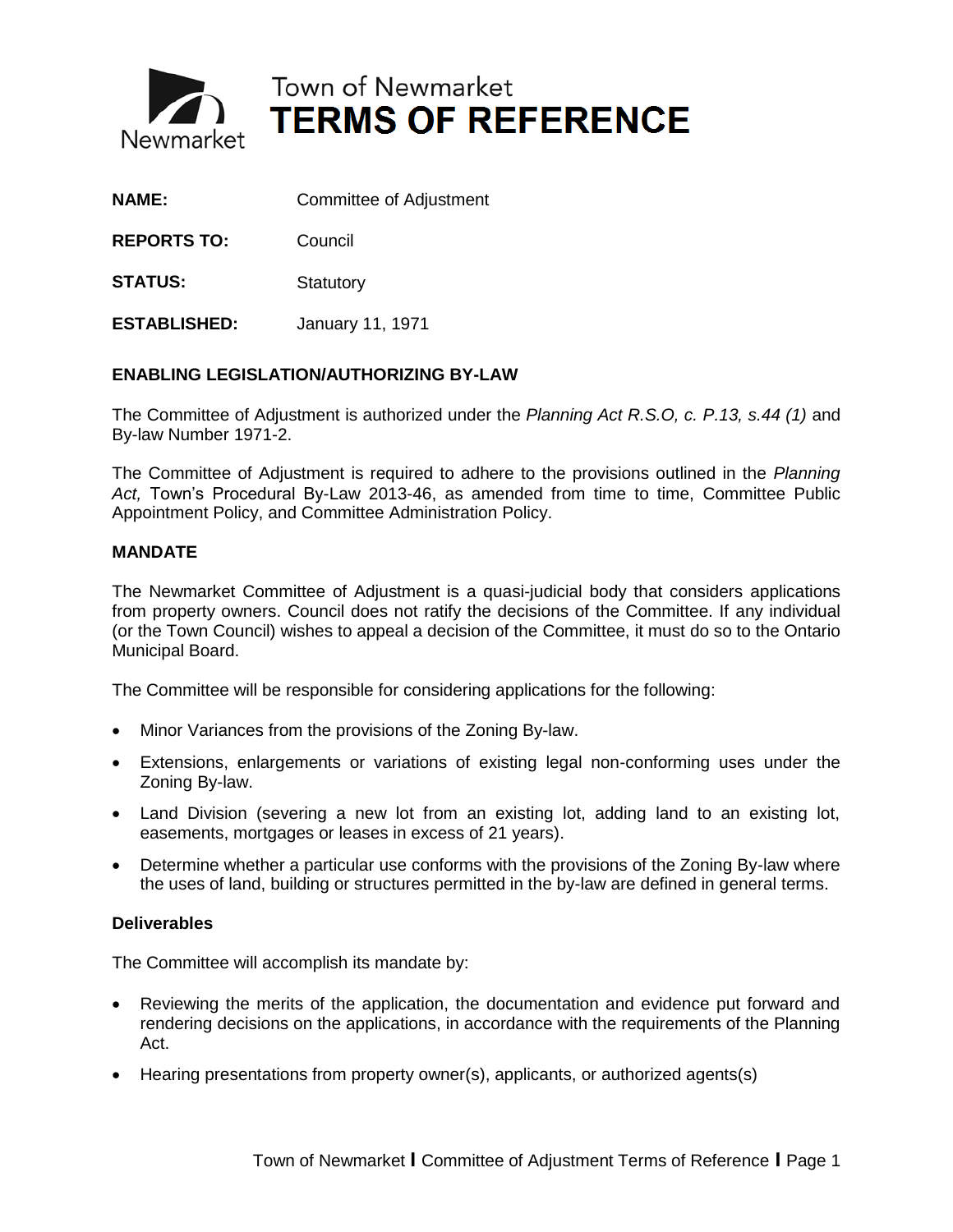Town of Newmarket

# TERMS OF REFERENCE

**NAME:** Committee of Adjustment

**REPORTS TO:** Council

**STATUS:** Statutory

**ESTABLISHED:** January 11, 1971

## ENABLING LEGISLATION/AUTHORIZING BY-LAW

The Committee of Adjustment is authorized under the *Planning Act R.S.O, c. P.13, s.44 (1)* and By-law Number 1971-2.

The Committee of Adjustment is required to adhere to the provisions outlined in the *Planning Act,* Town's Procedural By-Law 2013-46, as amended from time to time, Committee Public Appointment Policy, and Committee Administration Policy.

## MANDATE

The Newmarket Committee of Adjustment is a quasi-judicial body that considers applications from property owners. Council does not ratify the decisions of the Committee. If any individual (or the Town Council) wishes to appeal a decision of the Committee, it must do so to the Ontario Municipal Board.

The Committee will be responsible for considering applications for the following:

- Minor Variances from the provisions of the Zoning By-law.
- Extensions, enlargements or variations of existing legal non-conforming uses under the Zoning By-law.
- Land Division (severing a new lot from an existing lot, adding land to an existing lot, easements, mortgages or leases in excess of 21 years).
- Determine whether a particular use conforms with the provisions of the Zoning By-law where the uses of land, building or structures permitted in the by-law are defined in general terms.

### Deliverables

The Committee will accomplish its mandate by:

- Reviewing the merits of the application, the documentation and evidence put forward and rendering decisions on the applications, in accordance with the requirements of the Planning Act.
- Hearing presentations from property owner(s), applicants, or authorized agents(s)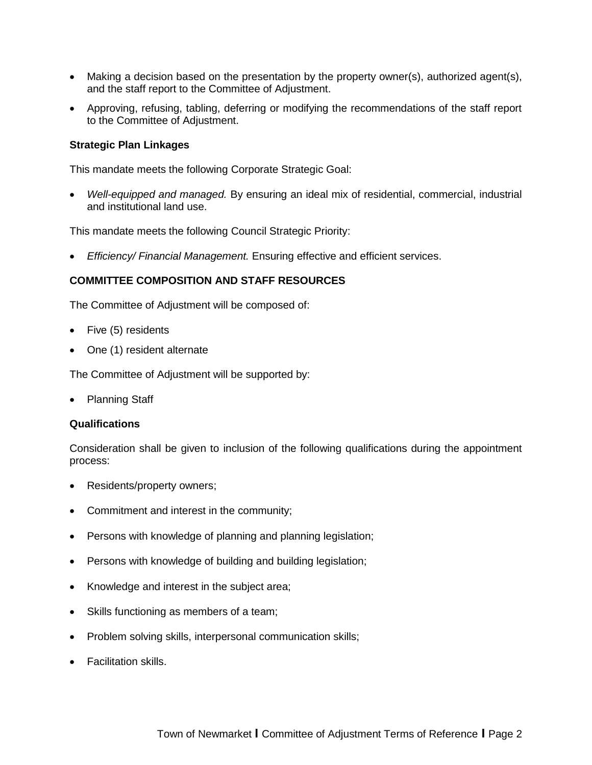- Making a decision based on the presentation by the property owner(s), authorized agent(s), and the staff report to the Committee of Adjustment.
- Approving, refusing, tabling, deferring or modifying the recommendations of the staff report to the Committee of Adjustment.

### Strategic Plan Linkages

This mandate meets the following Corporate Strategic Goal:

- *Well-equipped and managed.* By ensuring an ideal mix of residential, commercial, industrial and institutional land use.

This mandate meets the following Council Strategic Priority:

- *Efficiency/ Financial Management.* Ensuring effective and efficient services.

## COMMITTEE COMPOSITION AND STAFF RESOURCES

The Committee of Adjustment will be composed of:

- Five (5) residents
- One (1) resident alternate

The Committee of Adjustment will be supported by:

- Planning Staff

### Qualifications

Consideration shall be given to inclusion of the following qualifications during the appointment process:

- Residents/property owners;
- Commitment and interest in the community;
- Persons with knowledge of planning and planning legislation;
- Persons with knowledge of building and building legislation;
- Knowledge and interest in the subject area;
- Skills functioning as members of a team;
- Problem solving skills, interpersonal communication skills;
- Facilitation skills.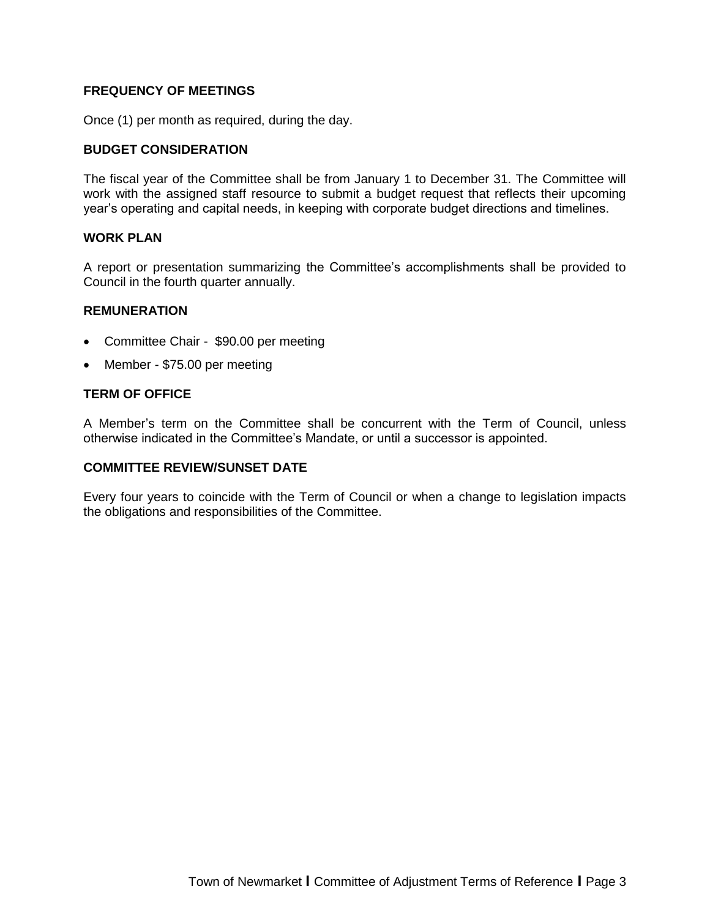**FREQUENCY OF MEETINGS**

Once (1) per month as required, during the day.

**BUDGET CONSIDERATION**

The fiscal year of the Committee shall be from January 1 to December 31. The Committee will work with the assigned staff resource to submit a budget request that reflects their upcoming year's operating and capital needs, in keeping with corporate budget directions and timelines.

**WORK PLAN**

A report or presentation summarizing the Committee's accomplishments shall be provided to Council in the fourth quarter annually.

**REMUNERATION**

- Committee Chair - $90.00 per meeting
- Member - $75.00 per meeting

**TERM OF OFFICE**

A Member's term on the Committee shall be concurrent with the Term of Council, unless otherwise indicated in the Committee's Mandate, or until a successor is appointed.

**COMMITTEE REVIEW/SUNSET DATE**

Every four years to coincide with the Term of Council or when a change to legislation impacts the obligations and responsibilities of the Committee.